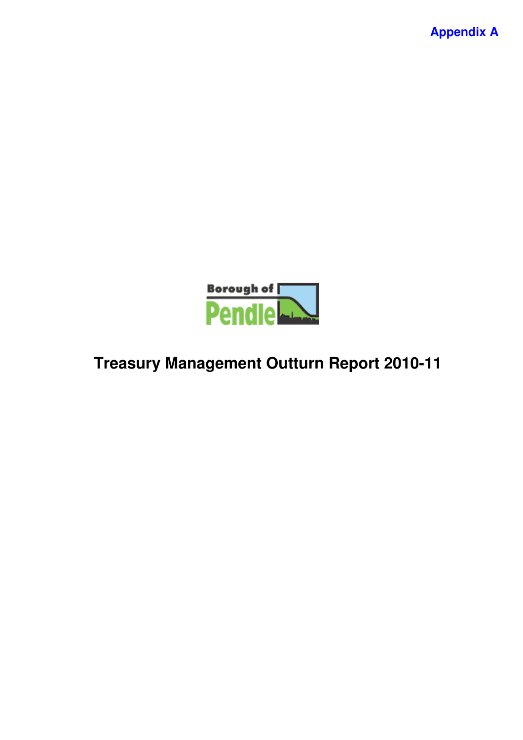**Appendix A**

Borough of Pendle

# Treasury Management Outturn Report 2010-11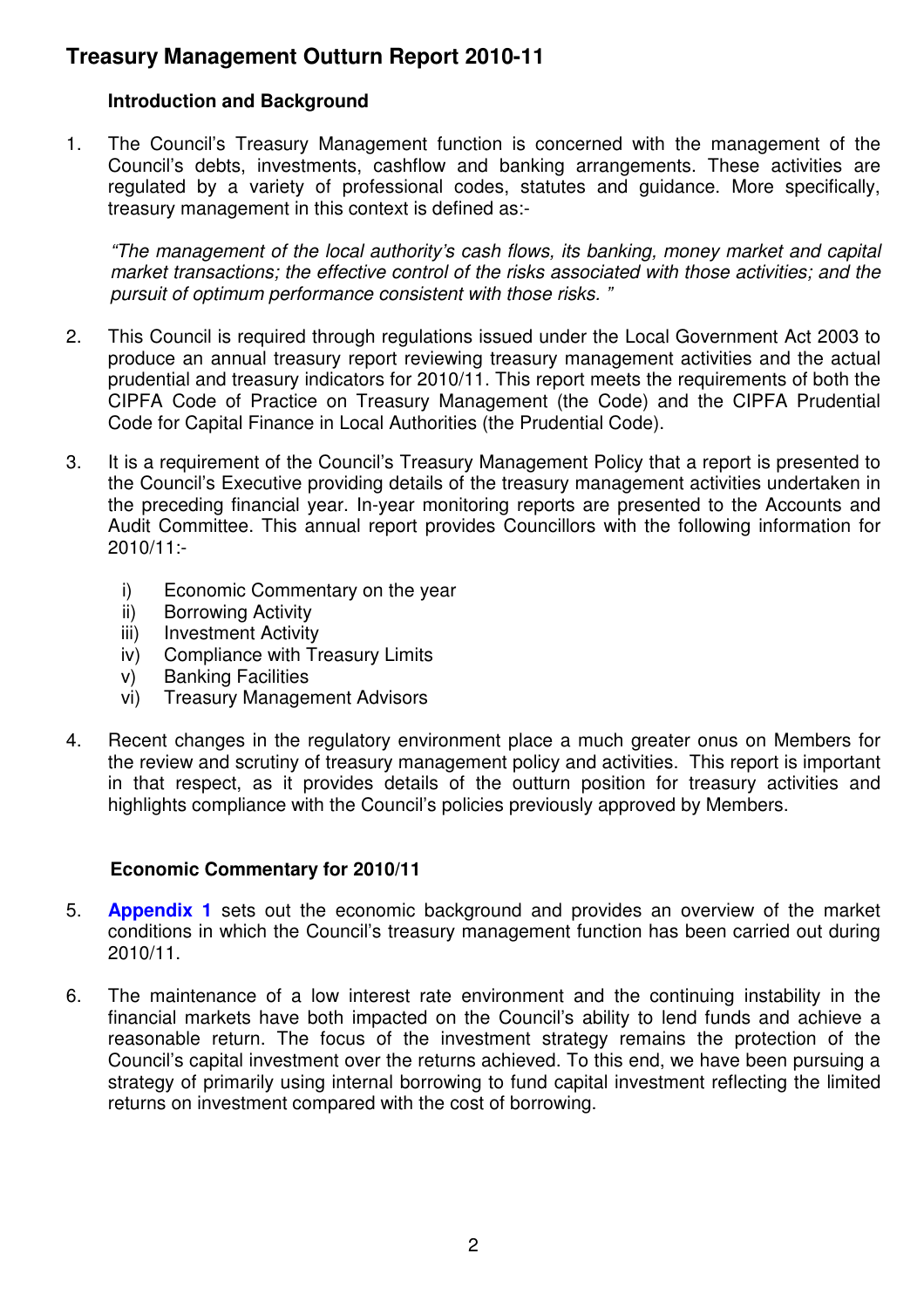# Treasury Management Outturn Report 2010-11

### Introduction and Background

1. The Council's Treasury Management function is concerned with the management of the Council's debts, investments, cashflow and banking arrangements. These activities are regulated by a variety of professional codes, statutes and guidance. More specifically, treasury management in this context is defined as:-

   *"The management of the local authority's cash flows, its banking, money market and capital market transactions; the effective control of the risks associated with those activities; and the pursuit of optimum performance consistent with those risks. "*

2. This Council is required through regulations issued under the Local Government Act 2003 to produce an annual treasury report reviewing treasury management activities and the actual prudential and treasury indicators for 2010/11. This report meets the requirements of both the CIPFA Code of Practice on Treasury Management (the Code) and the CIPFA Prudential Code for Capital Finance in Local Authorities (the Prudential Code).

3. It is a requirement of the Council's Treasury Management Policy that a report is presented to the Council's Executive providing details of the treasury management activities undertaken in the preceding financial year. In-year monitoring reports are presented to the Accounts and Audit Committee. This annual report provides Councillors with the following information for 2010/11:-

   i) Economic Commentary on the year
   ii) Borrowing Activity
   iii) Investment Activity
   iv) Compliance with Treasury Limits
   v) Banking Facilities
   vi) Treasury Management Advisors

4. Recent changes in the regulatory environment place a much greater onus on Members for the review and scrutiny of treasury management policy and activities. This report is important in that respect, as it provides details of the outturn position for treasury activities and highlights compliance with the Council's policies previously approved by Members.

### Economic Commentary for 2010/11

5. **Appendix 1** sets out the economic background and provides an overview of the market conditions in which the Council's treasury management function has been carried out during 2010/11.

6. The maintenance of a low interest rate environment and the continuing instability in the financial markets have both impacted on the Council's ability to lend funds and achieve a reasonable return. The focus of the investment strategy remains the protection of the Council's capital investment over the returns achieved. To this end, we have been pursuing a strategy of primarily using internal borrowing to fund capital investment reflecting the limited returns on investment compared with the cost of borrowing.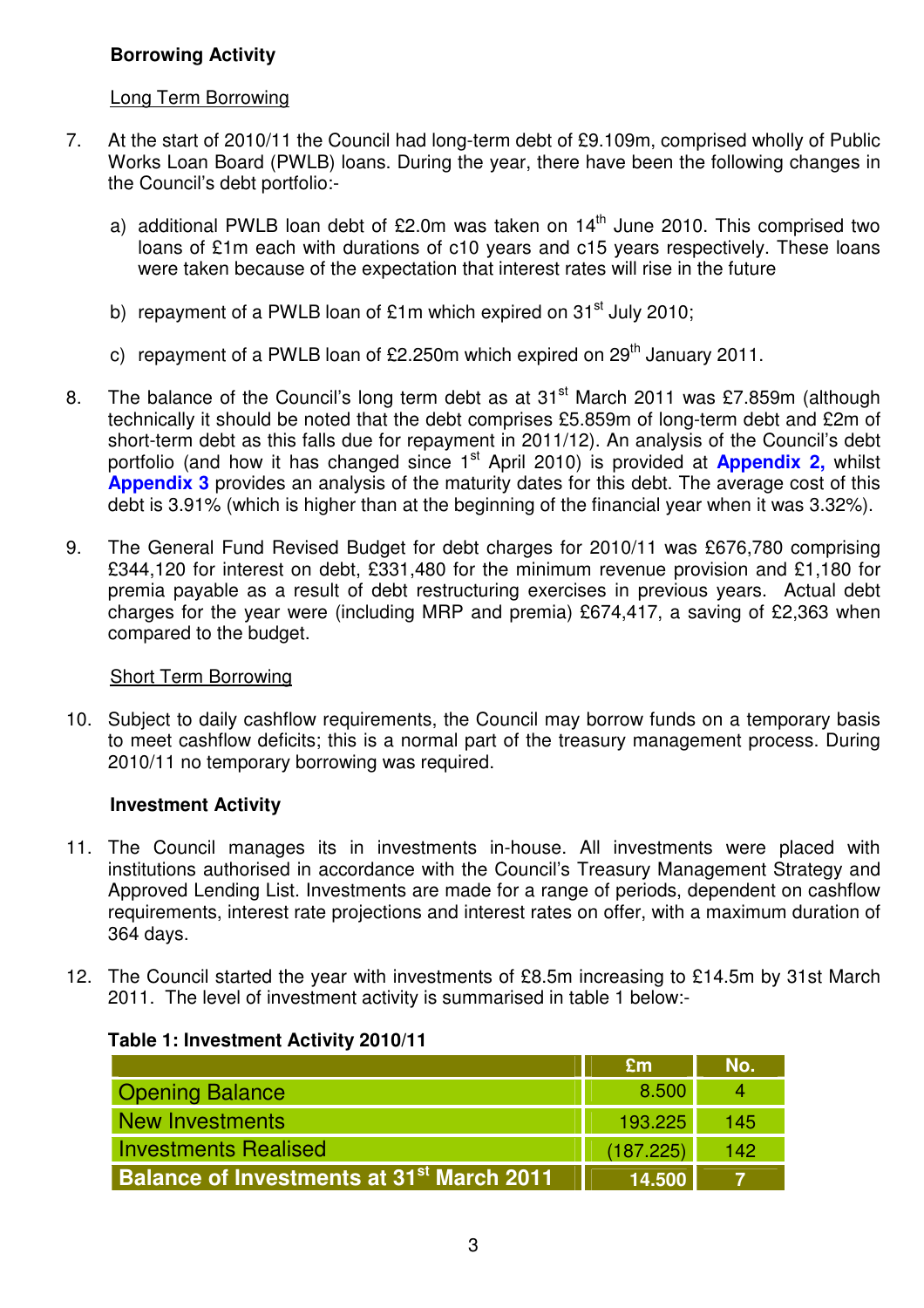**Borrowing Activity**

Long Term Borrowing

7. At the start of 2010/11 the Council had long-term debt of £9.109m, comprised wholly of Public Works Loan Board (PWLB) loans. During the year, there have been the following changes in the Council's debt portfolio:-

   a) additional PWLB loan debt of £2.0m was taken on 14th June 2010. This comprised two loans of £1m each with durations of c10 years and c15 years respectively. These loans were taken because of the expectation that interest rates will rise in the future

   b) repayment of a PWLB loan of £1m which expired on 31st July 2010;

   c) repayment of a PWLB loan of £2.250m which expired on 29th January 2011.

8. The balance of the Council's long term debt as at 31st March 2011 was £7.859m (although technically it should be noted that the debt comprises £5.859m of long-term debt and £2m of short-term debt as this falls due for repayment in 2011/12). An analysis of the Council's debt portfolio (and how it has changed since 1st April 2010) is provided at **Appendix 2,** whilst **Appendix 3** provides an analysis of the maturity dates for this debt. The average cost of this debt is 3.91% (which is higher than at the beginning of the financial year when it was 3.32%).

9. The General Fund Revised Budget for debt charges for 2010/11 was £676,780 comprising £344,120 for interest on debt, £331,480 for the minimum revenue provision and £1,180 for premia payable as a result of debt restructuring exercises in previous years. Actual debt charges for the year were (including MRP and premia) £674,417, a saving of £2,363 when compared to the budget.

Short Term Borrowing

10. Subject to daily cashflow requirements, the Council may borrow funds on a temporary basis to meet cashflow deficits; this is a normal part of the treasury management process. During 2010/11 no temporary borrowing was required.

**Investment Activity**

11. The Council manages its in investments in-house. All investments were placed with institutions authorised in accordance with the Council's Treasury Management Strategy and Approved Lending List. Investments are made for a range of periods, dependent on cashflow requirements, interest rate projections and interest rates on offer, with a maximum duration of 364 days.

12. The Council started the year with investments of £8.5m increasing to £14.5m by 31st March 2011. The level of investment activity is summarised in table 1 below:-

**Table 1: Investment Activity 2010/11**

| | £m | No. |
|---|---|---|
| Opening Balance | 8.500 | 4 |
| New Investments | 193.225 | 145 |
| Investments Realised | (187.225) | 142 |
| **Balance of Investments at 31st March 2011** | **14.500** | **7** |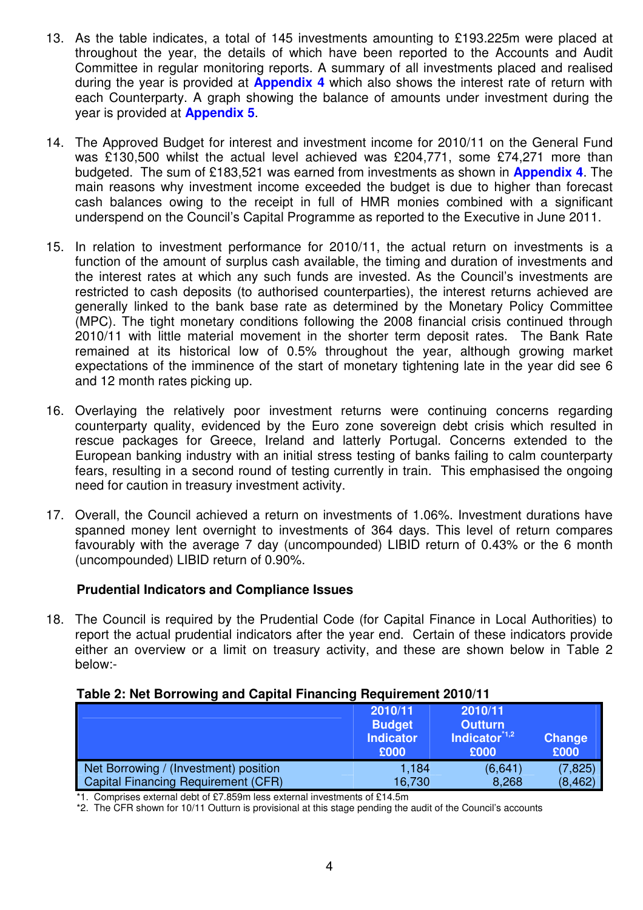13. As the table indicates, a total of 145 investments amounting to £193.225m were placed at throughout the year, the details of which have been reported to the Accounts and Audit Committee in regular monitoring reports. A summary of all investments placed and realised during the year is provided at **Appendix 4** which also shows the interest rate of return with each Counterparty. A graph showing the balance of amounts under investment during the year is provided at **Appendix 5**.

14. The Approved Budget for interest and investment income for 2010/11 on the General Fund was £130,500 whilst the actual level achieved was £204,771, some £74,271 more than budgeted. The sum of £183,521 was earned from investments as shown in **Appendix 4**. The main reasons why investment income exceeded the budget is due to higher than forecast cash balances owing to the receipt in full of HMR monies combined with a significant underspend on the Council's Capital Programme as reported to the Executive in June 2011.

15. In relation to investment performance for 2010/11, the actual return on investments is a function of the amount of surplus cash available, the timing and duration of investments and the interest rates at which any such funds are invested. As the Council's investments are restricted to cash deposits (to authorised counterparties), the interest returns achieved are generally linked to the bank base rate as determined by the Monetary Policy Committee (MPC). The tight monetary conditions following the 2008 financial crisis continued through 2010/11 with little material movement in the shorter term deposit rates. The Bank Rate remained at its historical low of 0.5% throughout the year, although growing market expectations of the imminence of the start of monetary tightening late in the year did see 6 and 12 month rates picking up.

16. Overlaying the relatively poor investment returns were continuing concerns regarding counterparty quality, evidenced by the Euro zone sovereign debt crisis which resulted in rescue packages for Greece, Ireland and latterly Portugal. Concerns extended to the European banking industry with an initial stress testing of banks failing to calm counterparty fears, resulting in a second round of testing currently in train. This emphasised the ongoing need for caution in treasury investment activity.

17. Overall, the Council achieved a return on investments of 1.06%. Investment durations have spanned money lent overnight to investments of 364 days. This level of return compares favourably with the average 7 day (uncompounded) LIBID return of 0.43% or the 6 month (uncompounded) LIBID return of 0.90%.

### Prudential Indicators and Compliance Issues

18. The Council is required by the Prudential Code (for Capital Finance in Local Authorities) to report the actual prudential indicators after the year end. Certain of these indicators provide either an overview or a limit on treasury activity, and these are shown below in Table 2 below:-

**Table 2: Net Borrowing and Capital Financing Requirement 2010/11**

| | 2010/11 Budget Indicator £000 | 2010/11 Outturn Indicator[*1,2] £000 | Change £000 |
|---|---|---|---|
| Net Borrowing / (Investment) position | 1,184 | (6,641) | (7,825) |
| Capital Financing Requirement (CFR) | 16,730 | 8,268 | (8,462) |

*1. Comprises external debt of £7.859m less external investments of £14.5m

*2. The CFR shown for 10/11 Outturn is provisional at this stage pending the audit of the Council's accounts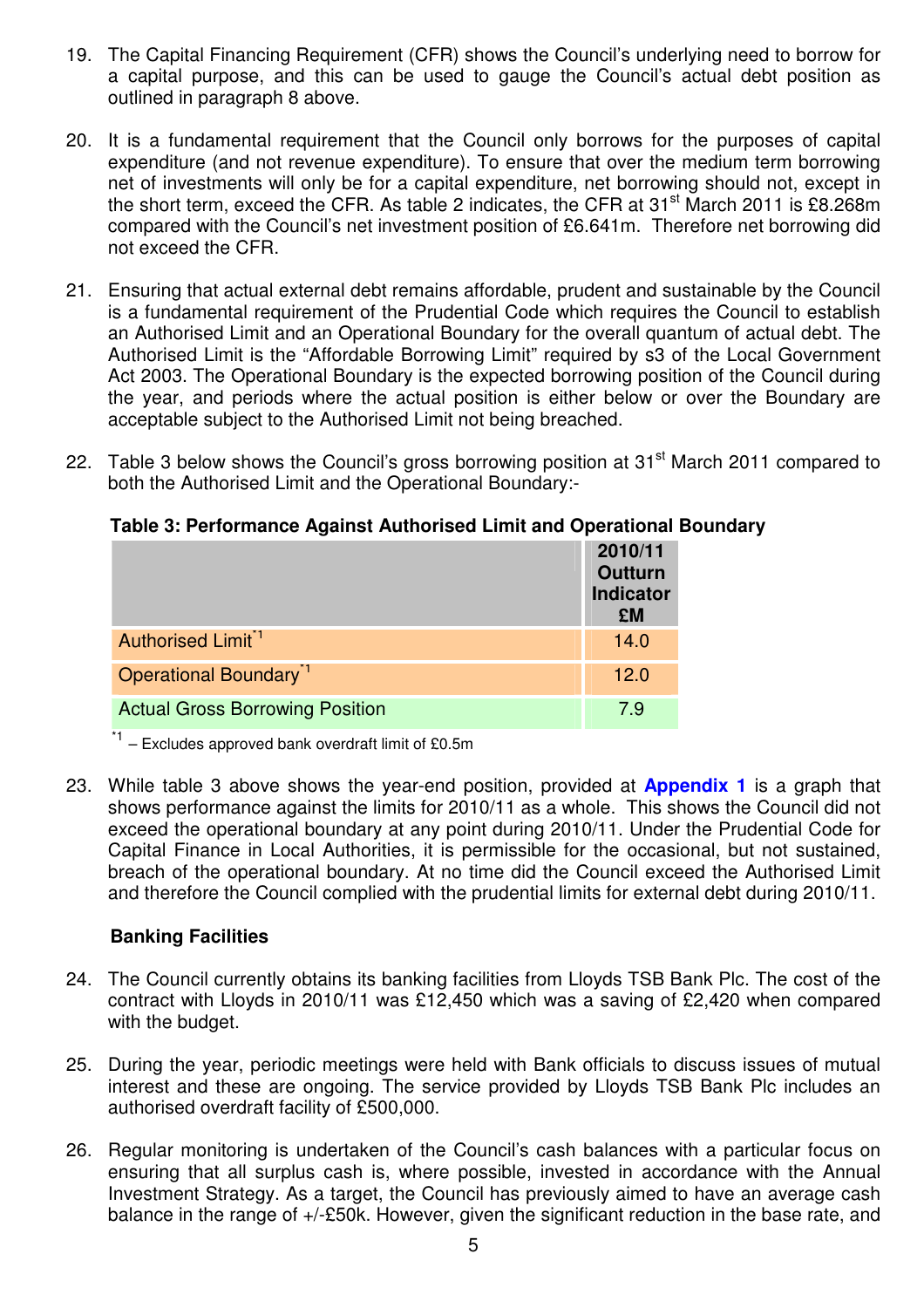19. The Capital Financing Requirement (CFR) shows the Council's underlying need to borrow for a capital purpose, and this can be used to gauge the Council's actual debt position as outlined in paragraph 8 above.

20. It is a fundamental requirement that the Council only borrows for the purposes of capital expenditure (and not revenue expenditure). To ensure that over the medium term borrowing net of investments will only be for a capital expenditure, net borrowing should not, except in the short term, exceed the CFR. As table 2 indicates, the CFR at 31st March 2011 is £8.268m compared with the Council's net investment position of £6.641m. Therefore net borrowing did not exceed the CFR.

21. Ensuring that actual external debt remains affordable, prudent and sustainable by the Council is a fundamental requirement of the Prudential Code which requires the Council to establish an Authorised Limit and an Operational Boundary for the overall quantum of actual debt. The Authorised Limit is the "Affordable Borrowing Limit" required by s3 of the Local Government Act 2003. The Operational Boundary is the expected borrowing position of the Council during the year, and periods where the actual position is either below or over the Boundary are acceptable subject to the Authorised Limit not being breached.

22. Table 3 below shows the Council's gross borrowing position at 31st March 2011 compared to both the Authorised Limit and the Operational Boundary:-

**Table 3: Performance Against Authorised Limit and Operational Boundary**

| | 2010/11 Outturn Indicator £M |
|---|---|
| Authorised Limit*1 | 14.0 |
| Operational Boundary*1 | 12.0 |
| Actual Gross Borrowing Position | 7.9 |

*1 – Excludes approved bank overdraft limit of £0.5m

23. While table 3 above shows the year-end position, provided at **Appendix 1** is a graph that shows performance against the limits for 2010/11 as a whole. This shows the Council did not exceed the operational boundary at any point during 2010/11. Under the Prudential Code for Capital Finance in Local Authorities, it is permissible for the occasional, but not sustained, breach of the operational boundary. At no time did the Council exceed the Authorised Limit and therefore the Council complied with the prudential limits for external debt during 2010/11.

**Banking Facilities**

24. The Council currently obtains its banking facilities from Lloyds TSB Bank Plc. The cost of the contract with Lloyds in 2010/11 was £12,450 which was a saving of £2,420 when compared with the budget.

25. During the year, periodic meetings were held with Bank officials to discuss issues of mutual interest and these are ongoing. The service provided by Lloyds TSB Bank Plc includes an authorised overdraft facility of £500,000.

26. Regular monitoring is undertaken of the Council's cash balances with a particular focus on ensuring that all surplus cash is, where possible, invested in accordance with the Annual Investment Strategy. As a target, the Council has previously aimed to have an average cash balance in the range of +/-£50k. However, given the significant reduction in the base rate, and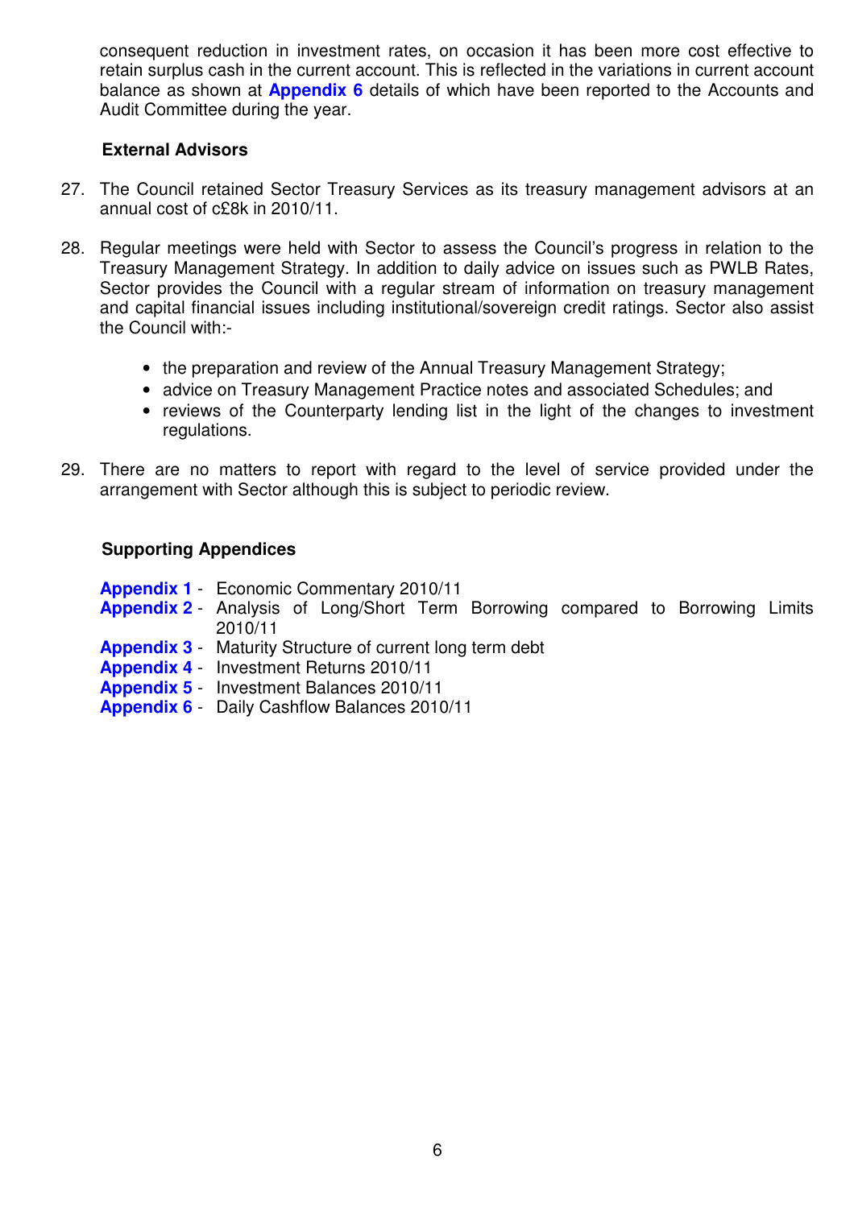consequent reduction in investment rates, on occasion it has been more cost effective to retain surplus cash in the current account. This is reflected in the variations in current account balance as shown at **Appendix 6** details of which have been reported to the Accounts and Audit Committee during the year.

### External Advisors

27. The Council retained Sector Treasury Services as its treasury management advisors at an annual cost of c£8k in 2010/11.

28. Regular meetings were held with Sector to assess the Council's progress in relation to the Treasury Management Strategy. In addition to daily advice on issues such as PWLB Rates, Sector provides the Council with a regular stream of information on treasury management and capital financial issues including institutional/sovereign credit ratings. Sector also assist the Council with:-

    - the preparation and review of the Annual Treasury Management Strategy;
    - advice on Treasury Management Practice notes and associated Schedules; and
    - reviews of the Counterparty lending list in the light of the changes to investment regulations.

29. There are no matters to report with regard to the level of service provided under the arrangement with Sector although this is subject to periodic review.

### Supporting Appendices

**Appendix 1** - Economic Commentary 2010/11
**Appendix 2** - Analysis of Long/Short Term Borrowing compared to Borrowing Limits 2010/11
**Appendix 3** - Maturity Structure of current long term debt
**Appendix 4** - Investment Returns 2010/11
**Appendix 5** - Investment Balances 2010/11
**Appendix 6** - Daily Cashflow Balances 2010/11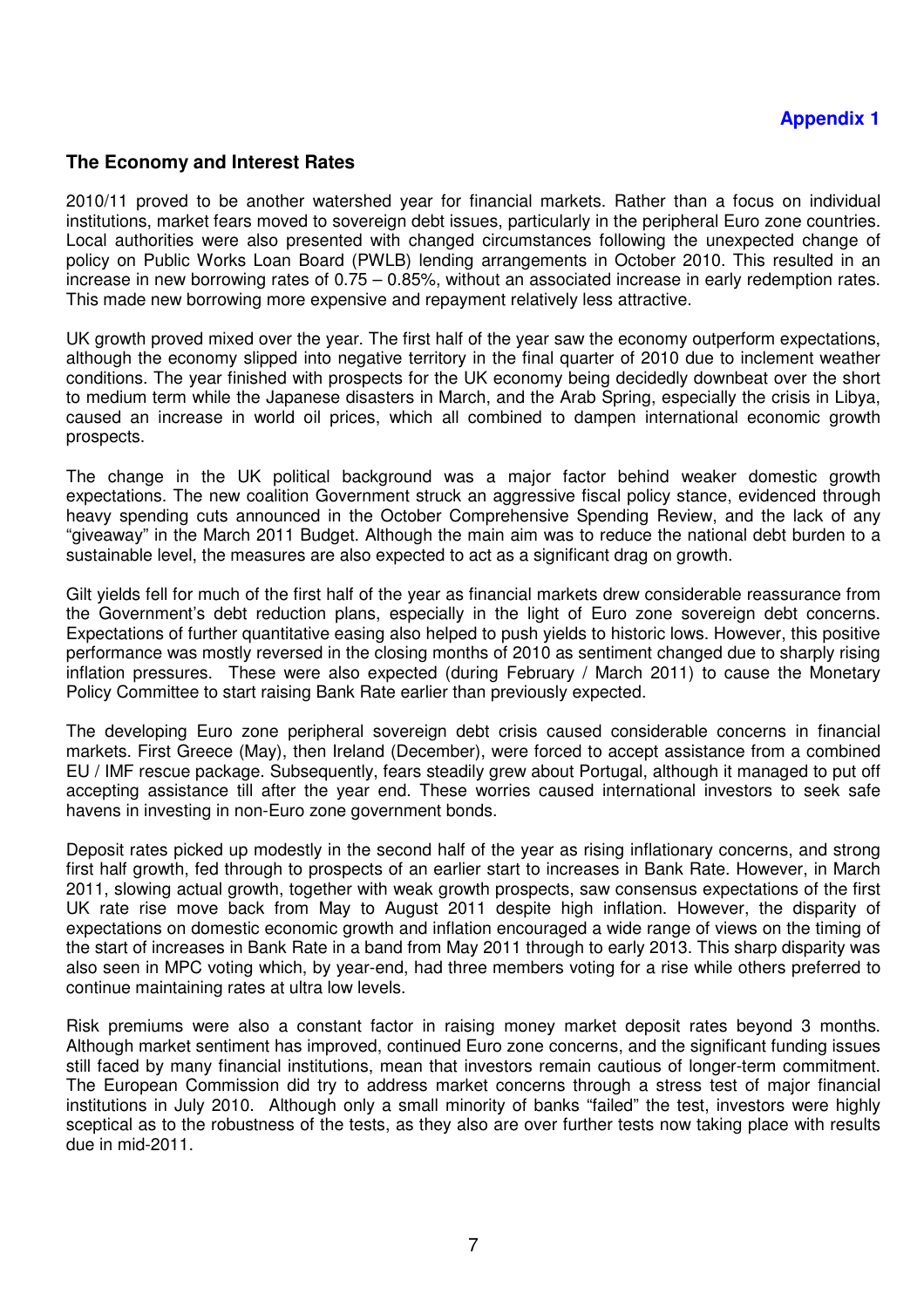**Appendix 1**

## The Economy and Interest Rates

2010/11 proved to be another watershed year for financial markets. Rather than a focus on individual institutions, market fears moved to sovereign debt issues, particularly in the peripheral Euro zone countries. Local authorities were also presented with changed circumstances following the unexpected change of policy on Public Works Loan Board (PWLB) lending arrangements in October 2010. This resulted in an increase in new borrowing rates of 0.75 – 0.85%, without an associated increase in early redemption rates. This made new borrowing more expensive and repayment relatively less attractive.

UK growth proved mixed over the year. The first half of the year saw the economy outperform expectations, although the economy slipped into negative territory in the final quarter of 2010 due to inclement weather conditions. The year finished with prospects for the UK economy being decidedly downbeat over the short to medium term while the Japanese disasters in March, and the Arab Spring, especially the crisis in Libya, caused an increase in world oil prices, which all combined to dampen international economic growth prospects.

The change in the UK political background was a major factor behind weaker domestic growth expectations. The new coalition Government struck an aggressive fiscal policy stance, evidenced through heavy spending cuts announced in the October Comprehensive Spending Review, and the lack of any "giveaway" in the March 2011 Budget. Although the main aim was to reduce the national debt burden to a sustainable level, the measures are also expected to act as a significant drag on growth.

Gilt yields fell for much of the first half of the year as financial markets drew considerable reassurance from the Government's debt reduction plans, especially in the light of Euro zone sovereign debt concerns. Expectations of further quantitative easing also helped to push yields to historic lows. However, this positive performance was mostly reversed in the closing months of 2010 as sentiment changed due to sharply rising inflation pressures. These were also expected (during February / March 2011) to cause the Monetary Policy Committee to start raising Bank Rate earlier than previously expected.

The developing Euro zone peripheral sovereign debt crisis caused considerable concerns in financial markets. First Greece (May), then Ireland (December), were forced to accept assistance from a combined EU / IMF rescue package. Subsequently, fears steadily grew about Portugal, although it managed to put off accepting assistance till after the year end. These worries caused international investors to seek safe havens in investing in non-Euro zone government bonds.

Deposit rates picked up modestly in the second half of the year as rising inflationary concerns, and strong first half growth, fed through to prospects of an earlier start to increases in Bank Rate. However, in March 2011, slowing actual growth, together with weak growth prospects, saw consensus expectations of the first UK rate rise move back from May to August 2011 despite high inflation. However, the disparity of expectations on domestic economic growth and inflation encouraged a wide range of views on the timing of the start of increases in Bank Rate in a band from May 2011 through to early 2013. This sharp disparity was also seen in MPC voting which, by year-end, had three members voting for a rise while others preferred to continue maintaining rates at ultra low levels.

Risk premiums were also a constant factor in raising money market deposit rates beyond 3 months. Although market sentiment has improved, continued Euro zone concerns, and the significant funding issues still faced by many financial institutions, mean that investors remain cautious of longer-term commitment. The European Commission did try to address market concerns through a stress test of major financial institutions in July 2010. Although only a small minority of banks "failed" the test, investors were highly sceptical as to the robustness of the tests, as they also are over further tests now taking place with results due in mid-2011.